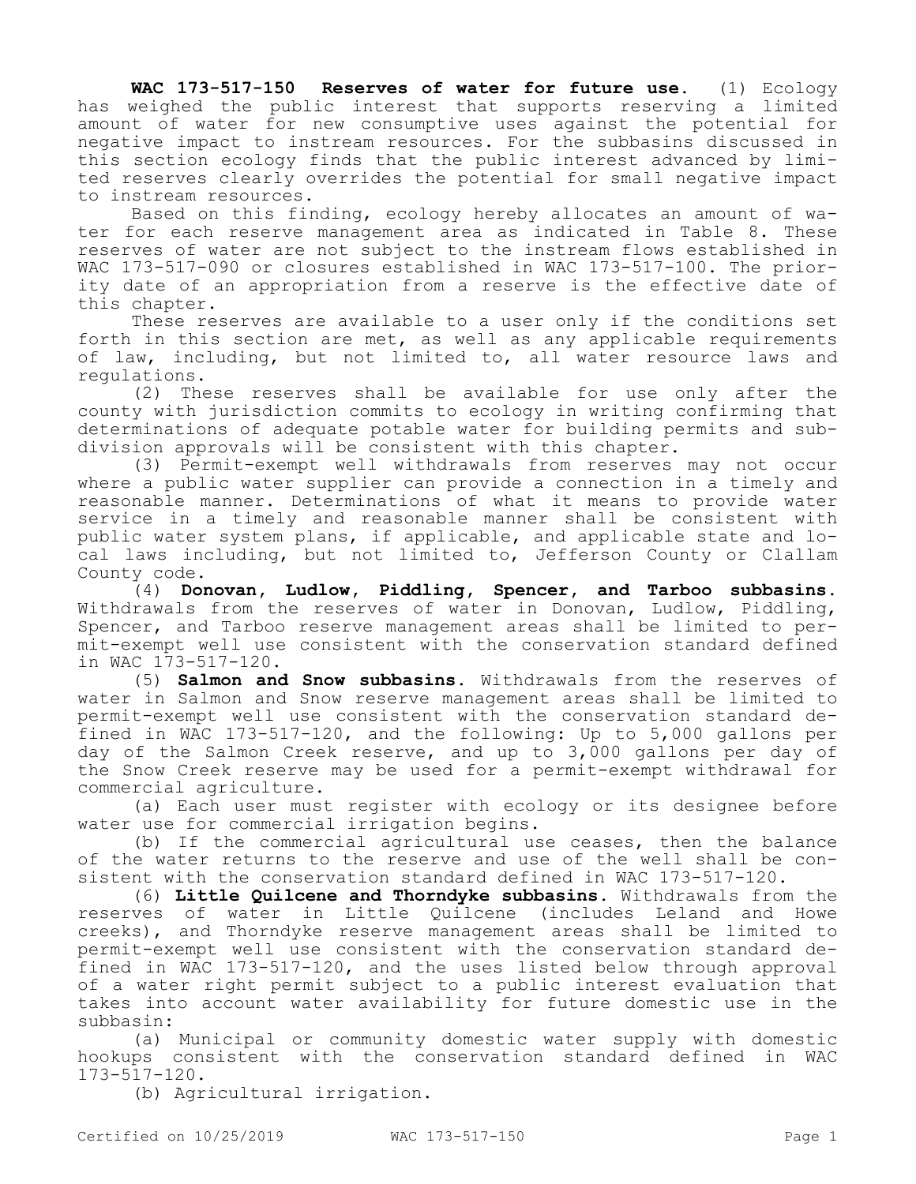**WAC 173-517-150 Reserves of water for future use.** (1) Ecology has weighed the public interest that supports reserving a limited amount of water for new consumptive uses against the potential for negative impact to instream resources. For the subbasins discussed in this section ecology finds that the public interest advanced by limited reserves clearly overrides the potential for small negative impact to instream resources.

Based on this finding, ecology hereby allocates an amount of water for each reserve management area as indicated in Table 8. These reserves of water are not subject to the instream flows established in WAC 173-517-090 or closures established in WAC 173-517-100. The priority date of an appropriation from a reserve is the effective date of this chapter.

These reserves are available to a user only if the conditions set forth in this section are met, as well as any applicable requirements of law, including, but not limited to, all water resource laws and regulations.

(2) These reserves shall be available for use only after the county with jurisdiction commits to ecology in writing confirming that determinations of adequate potable water for building permits and subdivision approvals will be consistent with this chapter.

(3) Permit-exempt well withdrawals from reserves may not occur where a public water supplier can provide a connection in a timely and reasonable manner. Determinations of what it means to provide water service in a timely and reasonable manner shall be consistent with public water system plans, if applicable, and applicable state and local laws including, but not limited to, Jefferson County or Clallam County code.

(4) **Donovan, Ludlow, Piddling, Spencer, and Tarboo subbasins.** Withdrawals from the reserves of water in Donovan, Ludlow, Piddling, Spencer, and Tarboo reserve management areas shall be limited to permit-exempt well use consistent with the conservation standard defined in WAC 173-517-120.

(5) **Salmon and Snow subbasins.** Withdrawals from the reserves of water in Salmon and Snow reserve management areas shall be limited to permit-exempt well use consistent with the conservation standard defined in WAC 173-517-120, and the following: Up to 5,000 gallons per day of the Salmon Creek reserve, and up to 3,000 gallons per day of the Snow Creek reserve may be used for a permit-exempt withdrawal for commercial agriculture.

(a) Each user must register with ecology or its designee before water use for commercial irrigation begins.

(b) If the commercial agricultural use ceases, then the balance of the water returns to the reserve and use of the well shall be consistent with the conservation standard defined in WAC 173-517-120.

(6) **Little Quilcene and Thorndyke subbasins.** Withdrawals from the reserves of water in Little Quilcene (includes Leland and Howe creeks), and Thorndyke reserve management areas shall be limited to permit-exempt well use consistent with the conservation standard defined in WAC 173-517-120, and the uses listed below through approval of a water right permit subject to a public interest evaluation that takes into account water availability for future domestic use in the subbasin:

(a) Municipal or community domestic water supply with domestic hookups consistent with the conservation standard defined in WAC 173-517-120.

(b) Agricultural irrigation.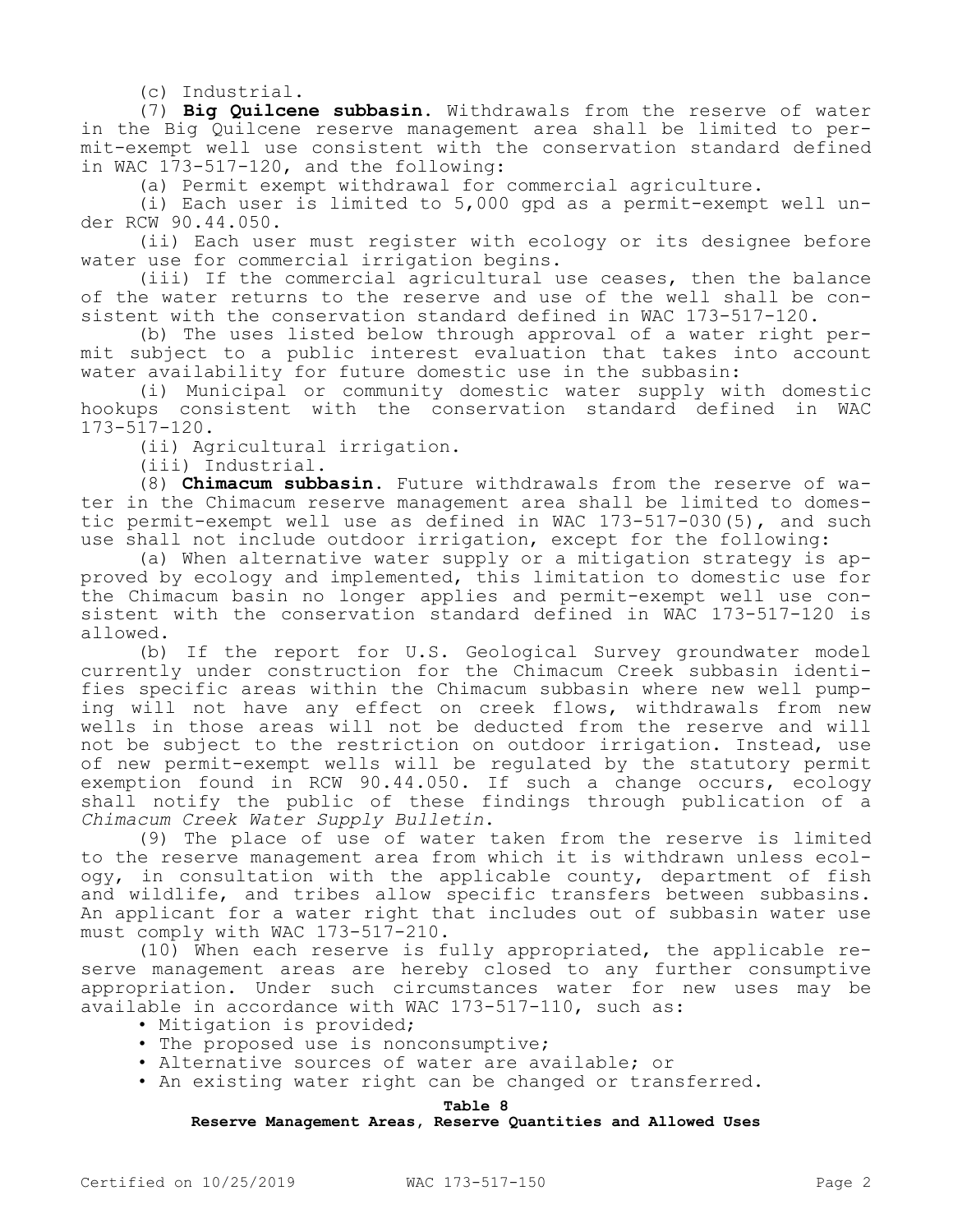(c) Industrial.

(7) **Big Quilcene subbasin.** Withdrawals from the reserve of water in the Big Quilcene reserve management area shall be limited to permit-exempt well use consistent with the conservation standard defined in WAC 173-517-120, and the following:

(a) Permit exempt withdrawal for commercial agriculture.

(i) Each user is limited to 5,000 gpd as a permit-exempt well under RCW 90.44.050.

(ii) Each user must register with ecology or its designee before water use for commercial irrigation begins.

(iii) If the commercial agricultural use ceases, then the balance of the water returns to the reserve and use of the well shall be consistent with the conservation standard defined in WAC 173-517-120.

(b) The uses listed below through approval of a water right permit subject to a public interest evaluation that takes into account water availability for future domestic use in the subbasin:

(i) Municipal or community domestic water supply with domestic hookups consistent with the conservation standard defined in WAC 173-517-120.

(ii) Agricultural irrigation.

(iii) Industrial.

(8) **Chimacum subbasin.** Future withdrawals from the reserve of water in the Chimacum reserve management area shall be limited to domestic permit-exempt well use as defined in WAC 173-517-030(5), and such use shall not include outdoor irrigation, except for the following:

(a) When alternative water supply or a mitigation strategy is approved by ecology and implemented, this limitation to domestic use for the Chimacum basin no longer applies and permit-exempt well use consistent with the conservation standard defined in WAC 173-517-120 is allowed.

(b) If the report for U.S. Geological Survey groundwater model currently under construction for the Chimacum Creek subbasin identifies specific areas within the Chimacum subbasin where new well pumping will not have any effect on creek flows, withdrawals from new wells in those areas will not be deducted from the reserve and will not be subject to the restriction on outdoor irrigation. Instead, use of new permit-exempt wells will be regulated by the statutory permit exemption found in RCW 90.44.050. If such a change occurs, ecology shall notify the public of these findings through publication of a *Chimacum Creek Water Supply Bulletin*.

(9) The place of use of water taken from the reserve is limited to the reserve management area from which it is withdrawn unless ecology, in consultation with the applicable county, department of fish and wildlife, and tribes allow specific transfers between subbasins. An applicant for a water right that includes out of subbasin water use must comply with WAC 173-517-210.

(10) When each reserve is fully appropriated, the applicable reserve management areas are hereby closed to any further consumptive appropriation. Under such circumstances water for new uses may be available in accordance with WAC 173-517-110, such as:

- Mitigation is provided;
- The proposed use is nonconsumptive;
- Alternative sources of water are available; or
- An existing water right can be changed or transferred.

**Table 8**
**Reserve Management Areas, Reserve Quantities and Allowed Uses**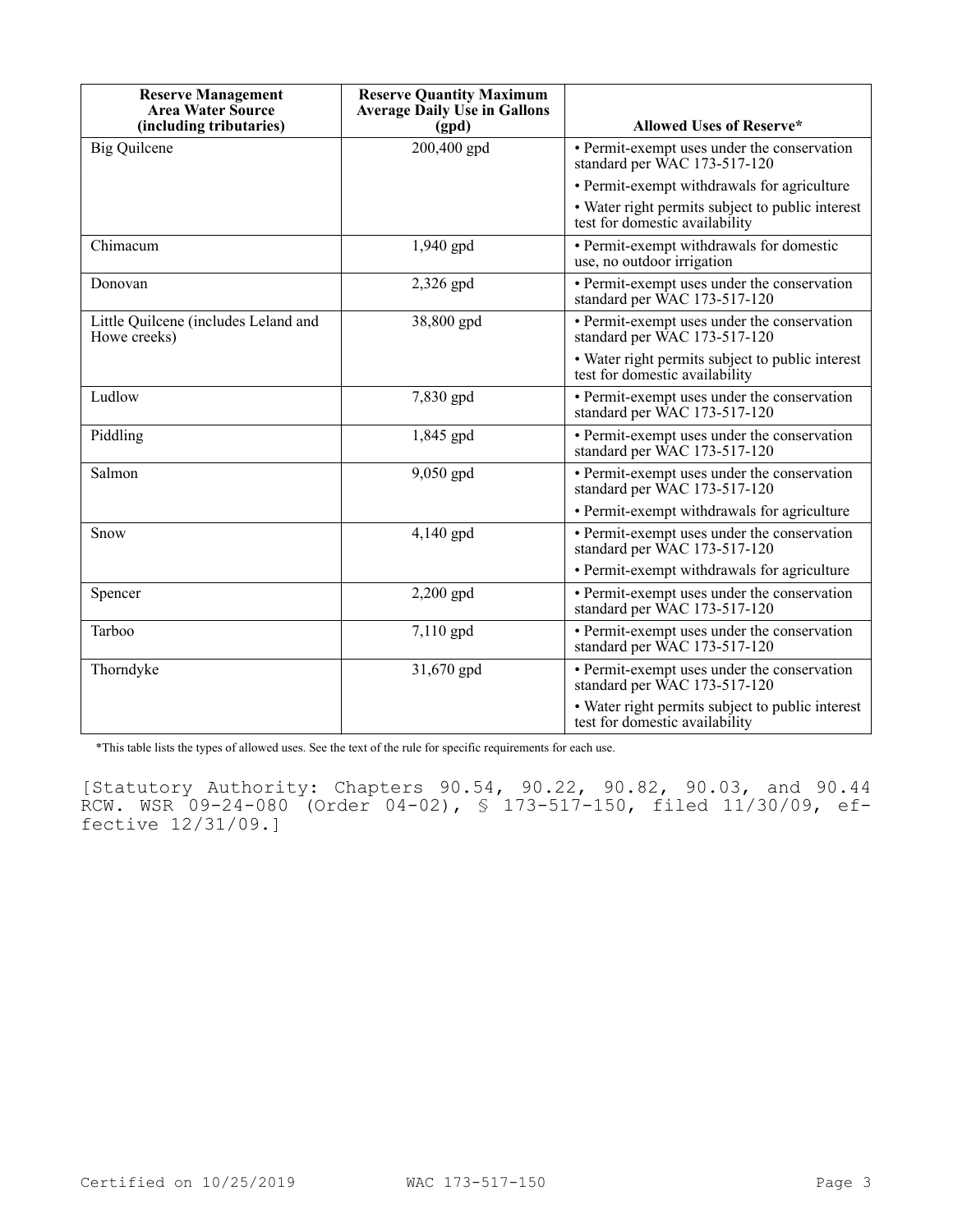| Reserve Management Area Water Source (including tributaries) | Reserve Quantity Maximum Average Daily Use in Gallons (gpd) | Allowed Uses of Reserve* |
|---|---|---|
| Big Quilcene | 200,400 gpd | • Permit-exempt uses under the conservation standard per WAC 173-517-120 |
| | | • Permit-exempt withdrawals for agriculture |
| | | • Water right permits subject to public interest test for domestic availability |
| Chimacum | 1,940 gpd | • Permit-exempt withdrawals for domestic use, no outdoor irrigation |
| Donovan | 2,326 gpd | • Permit-exempt uses under the conservation standard per WAC 173-517-120 |
| Little Quilcene (includes Leland and Howe creeks) | 38,800 gpd | • Permit-exempt uses under the conservation standard per WAC 173-517-120 |
| | | • Water right permits subject to public interest test for domestic availability |
| Ludlow | 7,830 gpd | • Permit-exempt uses under the conservation standard per WAC 173-517-120 |
| Piddling | 1,845 gpd | • Permit-exempt uses under the conservation standard per WAC 173-517-120 |
| Salmon | 9,050 gpd | • Permit-exempt uses under the conservation standard per WAC 173-517-120 |
| | | • Permit-exempt withdrawals for agriculture |
| Snow | 4,140 gpd | • Permit-exempt uses under the conservation standard per WAC 173-517-120 |
| | | • Permit-exempt withdrawals for agriculture |
| Spencer | 2,200 gpd | • Permit-exempt uses under the conservation standard per WAC 173-517-120 |
| Tarboo | 7,110 gpd | • Permit-exempt uses under the conservation standard per WAC 173-517-120 |
| Thorndyke | 31,670 gpd | • Permit-exempt uses under the conservation standard per WAC 173-517-120 |
| | | • Water right permits subject to public interest test for domestic availability |

*This table lists the types of allowed uses. See the text of the rule for specific requirements for each use.

[Statutory Authority: Chapters 90.54, 90.22, 90.82, 90.03, and 90.44 RCW. WSR 09-24-080 (Order 04-02), § 173-517-150, filed 11/30/09, effective 12/31/09.]